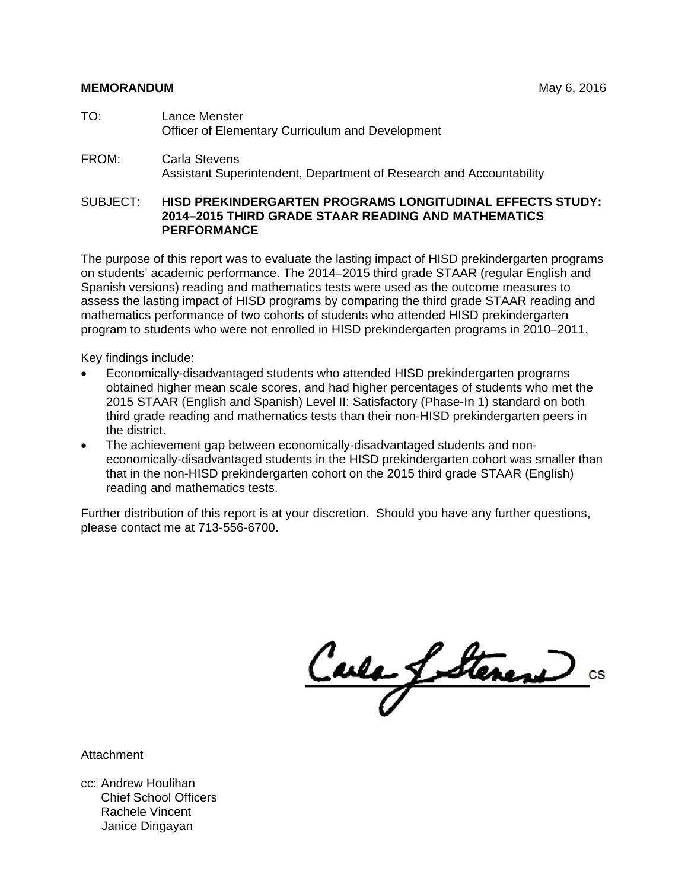**MEMORANDUM** May 6, 2016

TO: Lance Menster
Officer of Elementary Curriculum and Development

FROM: Carla Stevens
Assistant Superintendent, Department of Research and Accountability

SUBJECT: **HISD PREKINDERGARTEN PROGRAMS LONGITUDINAL EFFECTS STUDY: 2014–2015 THIRD GRADE STAAR READING AND MATHEMATICS PERFORMANCE**

The purpose of this report was to evaluate the lasting impact of HISD prekindergarten programs on students' academic performance. The 2014–2015 third grade STAAR (regular English and Spanish versions) reading and mathematics tests were used as the outcome measures to assess the lasting impact of HISD programs by comparing the third grade STAAR reading and mathematics performance of two cohorts of students who attended HISD prekindergarten program to students who were not enrolled in HISD prekindergarten programs in 2010–2011.

Key findings include:

- Economically-disadvantaged students who attended HISD prekindergarten programs obtained higher mean scale scores, and had higher percentages of students who met the 2015 STAAR (English and Spanish) Level II: Satisfactory (Phase-In 1) standard on both third grade reading and mathematics tests than their non-HISD prekindergarten peers in the district.
- The achievement gap between economically-disadvantaged students and non-economically-disadvantaged students in the HISD prekindergarten cohort was smaller than that in the non-HISD prekindergarten cohort on the 2015 third grade STAAR (English) reading and mathematics tests.

Further distribution of this report is at your discretion. Should you have any further questions, please contact me at 713-556-6700.

CS

Attachment

cc: Andrew Houlihan
Chief School Officers
Rachele Vincent
Janice Dingayan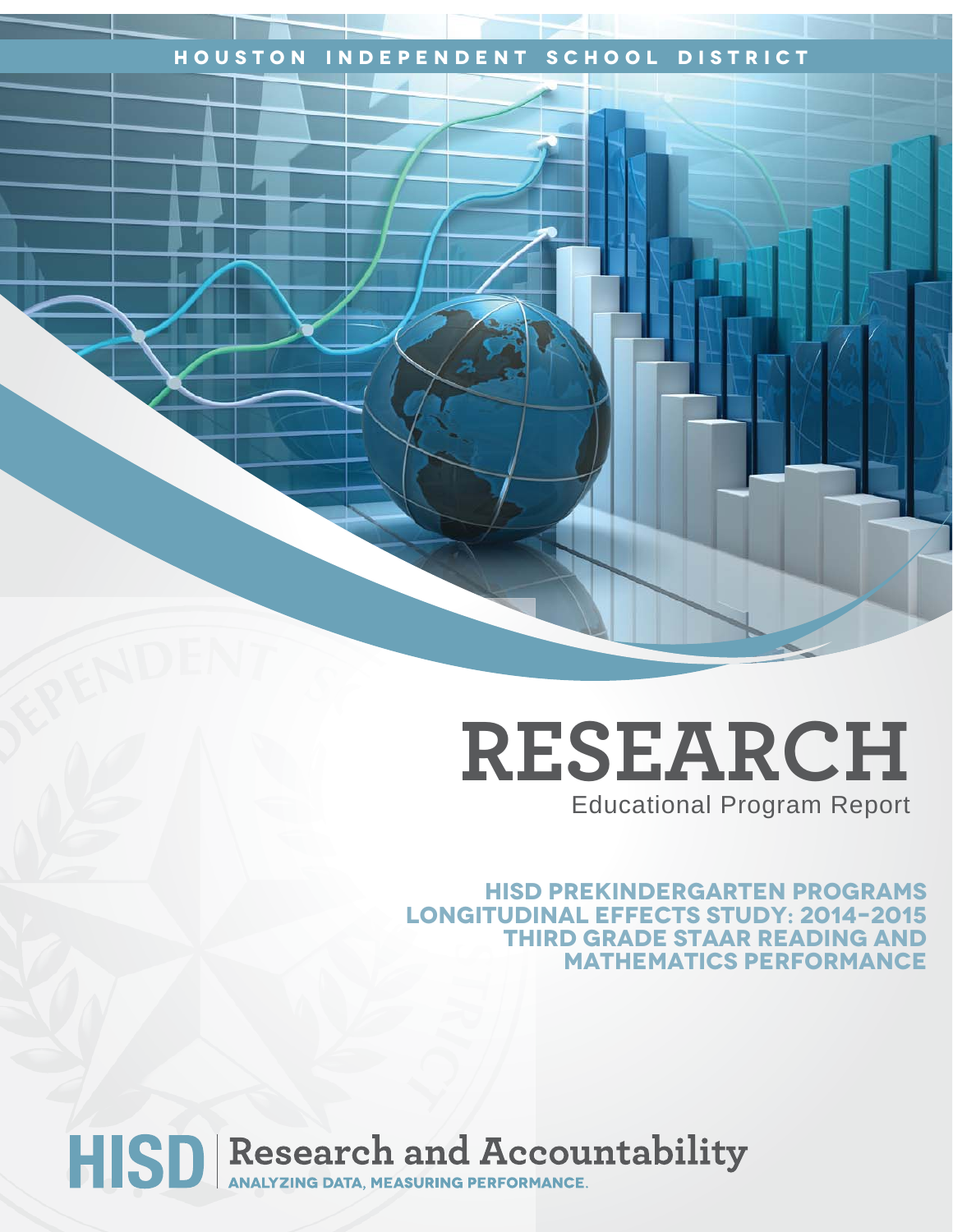HOUSTON INDEPENDENT SCHOOL DISTRICT

# RESEARCH

Educational Program Report

## HISD PREKINDERGARTEN PROGRAMS LONGITUDINAL EFFECTS STUDY: 2014–2015 THIRD GRADE STAAR READING AND MATHEMATICS PERFORMANCE

**HISD** | **Research and Accountability**

ANALYZING DATA, MEASURING PERFORMANCE.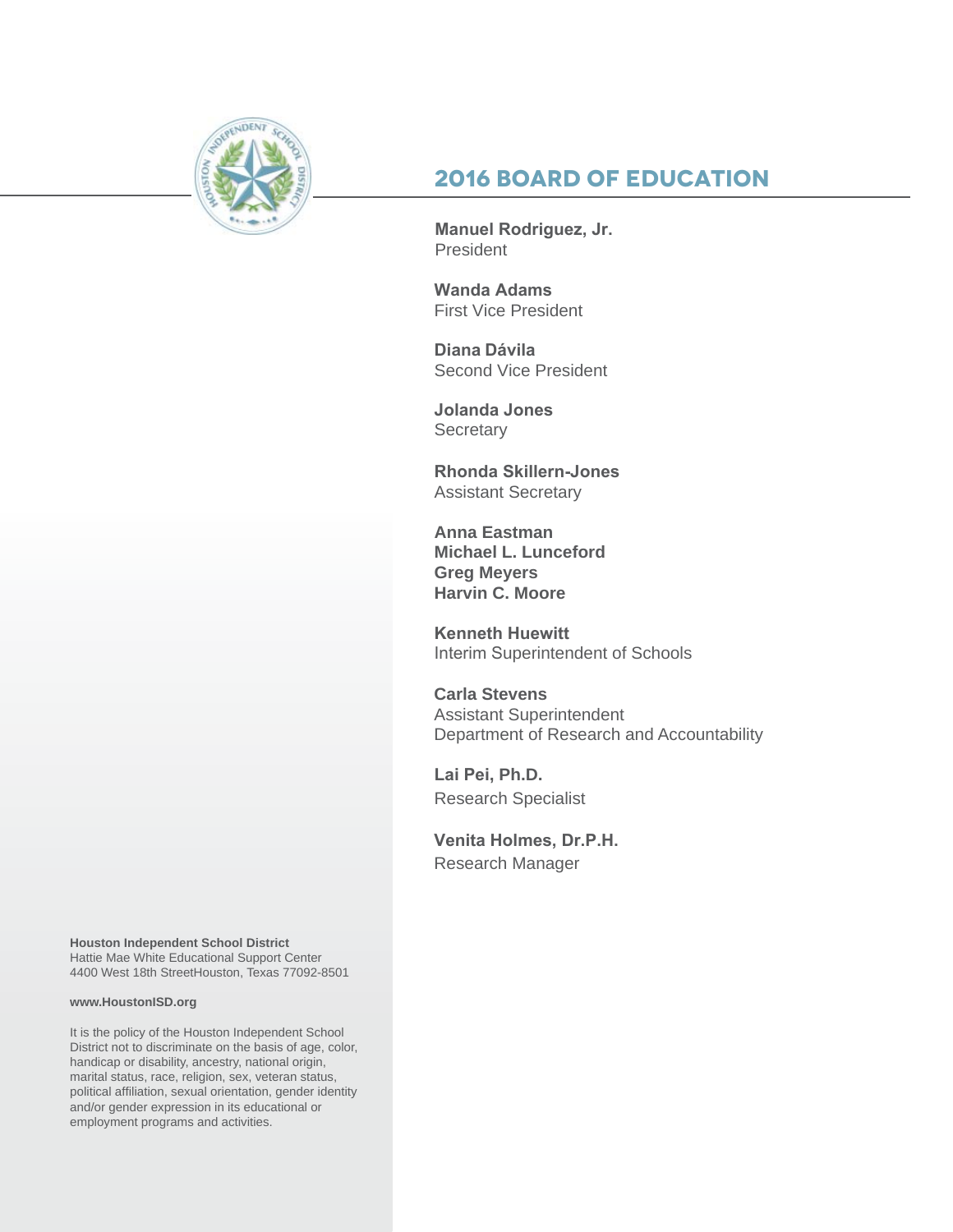## 2016 BOARD OF EDUCATION

**Manuel Rodriguez, Jr.**
President

**Wanda Adams**
First Vice President

**Diana Dávila**
Second Vice President

**Jolanda Jones**
Secretary

**Rhonda Skillern-Jones**
Assistant Secretary

**Anna Eastman**
**Michael L. Lunceford**
**Greg Meyers**
**Harvin C. Moore**

**Kenneth Huewitt**
Interim Superintendent of Schools

**Carla Stevens**
Assistant Superintendent
Department of Research and Accountability

**Lai Pei, Ph.D.**
Research Specialist

**Venita Holmes, Dr.P.H.**
Research Manager

**Houston Independent School District**
Hattie Mae White Educational Support Center
4400 West 18th StreetHouston, Texas 77092-8501

**www.HoustonISD.org**

It is the policy of the Houston Independent School District not to discriminate on the basis of age, color, handicap or disability, ancestry, national origin, marital status, race, religion, sex, veteran status, political affiliation, sexual orientation, gender identity and/or gender expression in its educational or employment programs and activities.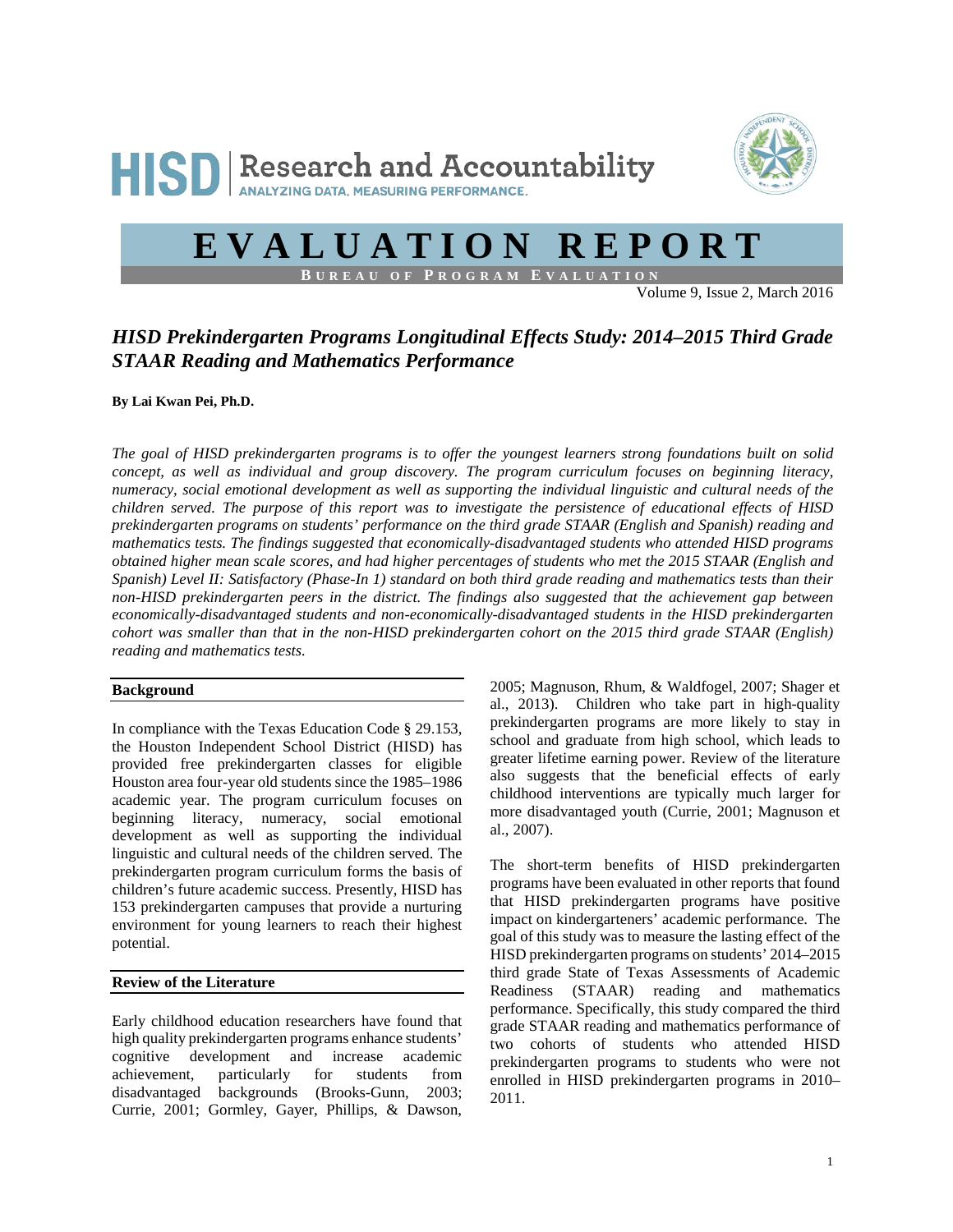# HISD Research and Accountability

ANALYZING DATA, MEASURING PERFORMANCE.

# EVALUATION REPORT

**BUREAU OF PROGRAM EVALUATION**

Volume 9, Issue 2, March 2016

## *HISD Prekindergarten Programs Longitudinal Effects Study: 2014–2015 Third Grade STAAR Reading and Mathematics Performance*

**By Lai Kwan Pei, Ph.D.**

*The goal of HISD prekindergarten programs is to offer the youngest learners strong foundations built on solid concept, as well as individual and group discovery. The program curriculum focuses on beginning literacy, numeracy, social emotional development as well as supporting the individual linguistic and cultural needs of the children served. The purpose of this report was to investigate the persistence of educational effects of HISD prekindergarten programs on students' performance on the third grade STAAR (English and Spanish) reading and mathematics tests. The findings suggested that economically-disadvantaged students who attended HISD programs obtained higher mean scale scores, and had higher percentages of students who met the 2015 STAAR (English and Spanish) Level II: Satisfactory (Phase-In 1) standard on both third grade reading and mathematics tests than their non-HISD prekindergarten peers in the district. The findings also suggested that the achievement gap between economically-disadvantaged students and non-economically-disadvantaged students in the HISD prekindergarten cohort was smaller than that in the non-HISD prekindergarten cohort on the 2015 third grade STAAR (English) reading and mathematics tests.*

### Background

In compliance with the Texas Education Code § 29.153, the Houston Independent School District (HISD) has provided free prekindergarten classes for eligible Houston area four-year old students since the 1985–1986 academic year. The program curriculum focuses on beginning literacy, numeracy, social emotional development as well as supporting the individual linguistic and cultural needs of the children served. The prekindergarten program curriculum forms the basis of children's future academic success. Presently, HISD has 153 prekindergarten campuses that provide a nurturing environment for young learners to reach their highest potential.

### Review of the Literature

Early childhood education researchers have found that high quality prekindergarten programs enhance students' cognitive development and increase academic achievement, particularly for students from disadvantaged backgrounds (Brooks-Gunn, 2003; Currie, 2001; Gormley, Gayer, Phillips, & Dawson, 2005; Magnuson, Rhum, & Waldfogel, 2007; Shager et al., 2013). Children who take part in high-quality prekindergarten programs are more likely to stay in school and graduate from high school, which leads to greater lifetime earning power. Review of the literature also suggests that the beneficial effects of early childhood interventions are typically much larger for more disadvantaged youth (Currie, 2001; Magnuson et al., 2007).

The short-term benefits of HISD prekindergarten programs have been evaluated in other reports that found that HISD prekindergarten programs have positive impact on kindergarteners' academic performance. The goal of this study was to measure the lasting effect of the HISD prekindergarten programs on students' 2014–2015 third grade State of Texas Assessments of Academic Readiness (STAAR) reading and mathematics performance. Specifically, this study compared the third grade STAAR reading and mathematics performance of two cohorts of students who attended HISD prekindergarten programs to students who were not enrolled in HISD prekindergarten programs in 2010–2011.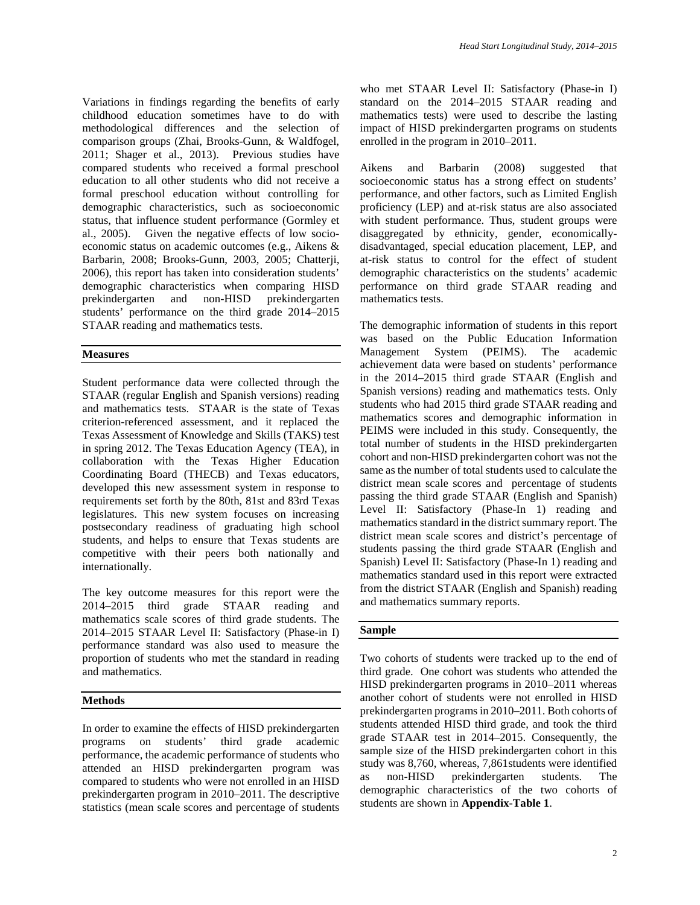Variations in findings regarding the benefits of early childhood education sometimes have to do with methodological differences and the selection of comparison groups (Zhai, Brooks-Gunn, & Waldfogel, 2011; Shager et al., 2013). Previous studies have compared students who received a formal preschool education to all other students who did not receive a formal preschool education without controlling for demographic characteristics, such as socioeconomic status, that influence student performance (Gormley et al., 2005). Given the negative effects of low socio-economic status on academic outcomes (e.g., Aikens & Barbarin, 2008; Brooks-Gunn, 2003, 2005; Chatterji, 2006), this report has taken into consideration students' demographic characteristics when comparing HISD prekindergarten and non-HISD prekindergarten students' performance on the third grade 2014–2015 STAAR reading and mathematics tests.

## Measures

Student performance data were collected through the STAAR (regular English and Spanish versions) reading and mathematics tests. STAAR is the state of Texas criterion-referenced assessment, and it replaced the Texas Assessment of Knowledge and Skills (TAKS) test in spring 2012. The Texas Education Agency (TEA), in collaboration with the Texas Higher Education Coordinating Board (THECB) and Texas educators, developed this new assessment system in response to requirements set forth by the 80th, 81st and 83rd Texas legislatures. This new system focuses on increasing postsecondary readiness of graduating high school students, and helps to ensure that Texas students are competitive with their peers both nationally and internationally.

The key outcome measures for this report were the 2014–2015 third grade STAAR reading and mathematics scale scores of third grade students. The 2014–2015 STAAR Level II: Satisfactory (Phase-in I) performance standard was also used to measure the proportion of students who met the standard in reading and mathematics.

## Methods

In order to examine the effects of HISD prekindergarten programs on students' third grade academic performance, the academic performance of students who attended an HISD prekindergarten program was compared to students who were not enrolled in an HISD prekindergarten program in 2010–2011. The descriptive statistics (mean scale scores and percentage of students who met STAAR Level II: Satisfactory (Phase-in I) standard on the 2014–2015 STAAR reading and mathematics tests) were used to describe the lasting impact of HISD prekindergarten programs on students enrolled in the program in 2010–2011.

Aikens and Barbarin (2008) suggested that socioeconomic status has a strong effect on students' performance, and other factors, such as Limited English proficiency (LEP) and at-risk status are also associated with student performance. Thus, student groups were disaggregated by ethnicity, gender, economically-disadvantaged, special education placement, LEP, and at-risk status to control for the effect of student demographic characteristics on the students' academic performance on third grade STAAR reading and mathematics tests.

The demographic information of students in this report was based on the Public Education Information Management System (PEIMS). The academic achievement data were based on students' performance in the 2014–2015 third grade STAAR (English and Spanish versions) reading and mathematics tests. Only students who had 2015 third grade STAAR reading and mathematics scores and demographic information in PEIMS were included in this study. Consequently, the total number of students in the HISD prekindergarten cohort and non-HISD prekindergarten cohort was not the same as the number of total students used to calculate the district mean scale scores and percentage of students passing the third grade STAAR (English and Spanish) Level II: Satisfactory (Phase-In 1) reading and mathematics standard in the district summary report. The district mean scale scores and district's percentage of students passing the third grade STAAR (English and Spanish) Level II: Satisfactory (Phase-In 1) reading and mathematics standard used in this report were extracted from the district STAAR (English and Spanish) reading and mathematics summary reports.

## Sample

Two cohorts of students were tracked up to the end of third grade. One cohort was students who attended the HISD prekindergarten programs in 2010–2011 whereas another cohort of students were not enrolled in HISD prekindergarten programs in 2010–2011. Both cohorts of students attended HISD third grade, and took the third grade STAAR test in 2014–2015. Consequently, the sample size of the HISD prekindergarten cohort in this study was 8,760, whereas, 7,861students were identified as non-HISD prekindergarten students. The demographic characteristics of the two cohorts of students are shown in **Appendix-Table 1**.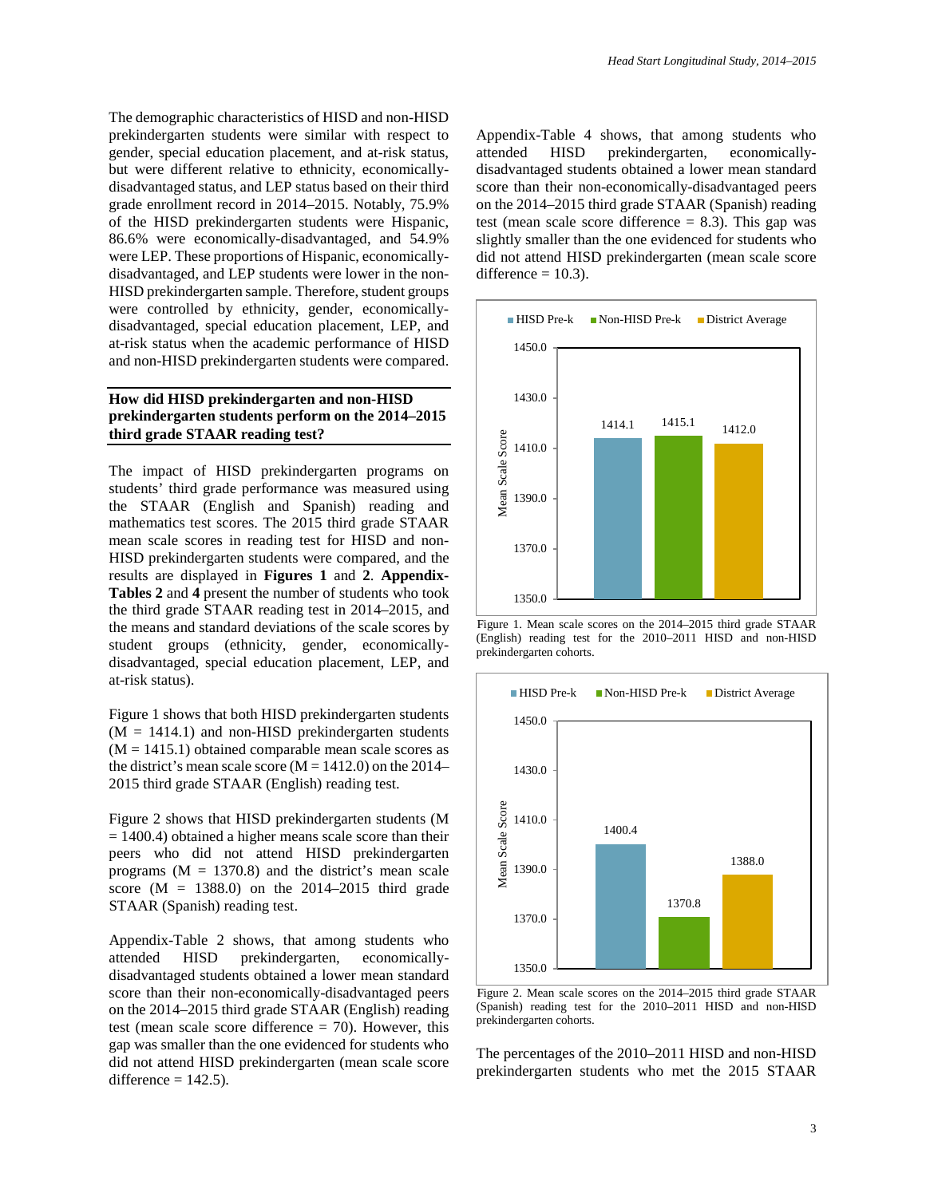The demographic characteristics of HISD and non-HISD prekindergarten students were similar with respect to gender, special education placement, and at-risk status, but were different relative to ethnicity, economically-disadvantaged status, and LEP status based on their third grade enrollment record in 2014–2015. Notably, 75.9% of the HISD prekindergarten students were Hispanic, 86.6% were economically-disadvantaged, and 54.9% were LEP. These proportions of Hispanic, economically-disadvantaged, and LEP students were lower in the non-HISD prekindergarten sample. Therefore, student groups were controlled by ethnicity, gender, economically-disadvantaged, special education placement, LEP, and at-risk status when the academic performance of HISD and non-HISD prekindergarten students were compared.

### How did HISD prekindergarten and non-HISD prekindergarten students perform on the 2014–2015 third grade STAAR reading test?

The impact of HISD prekindergarten programs on students' third grade performance was measured using the STAAR (English and Spanish) reading and mathematics test scores. The 2015 third grade STAAR mean scale scores in reading test for HISD and non-HISD prekindergarten students were compared, and the results are displayed in **Figures 1** and **2**. **Appendix-Tables 2** and **4** present the number of students who took the third grade STAAR reading test in 2014–2015, and the means and standard deviations of the scale scores by student groups (ethnicity, gender, economically-disadvantaged, special education placement, LEP, and at-risk status).

Figure 1 shows that both HISD prekindergarten students (M = 1414.1) and non-HISD prekindergarten students (M = 1415.1) obtained comparable mean scale scores as the district's mean scale score (M = 1412.0) on the 2014–2015 third grade STAAR (English) reading test.

Figure 2 shows that HISD prekindergarten students (M = 1400.4) obtained a higher means scale score than their peers who did not attend HISD prekindergarten programs (M = 1370.8) and the district's mean scale score (M = 1388.0) on the 2014–2015 third grade STAAR (Spanish) reading test.

Appendix-Table 2 shows, that among students who attended HISD prekindergarten, economically-disadvantaged students obtained a lower mean standard score than their non-economically-disadvantaged peers on the 2014–2015 third grade STAAR (English) reading test (mean scale score difference = 70). However, this gap was smaller than the one evidenced for students who did not attend HISD prekindergarten (mean scale score difference = 142.5).

Appendix-Table 4 shows, that among students who attended HISD prekindergarten, economically-disadvantaged students obtained a lower mean standard score than their non-economically-disadvantaged peers on the 2014–2015 third grade STAAR (Spanish) reading test (mean scale score difference = 8.3). This gap was slightly smaller than the one evidenced for students who did not attend HISD prekindergarten (mean scale score difference = 10.3).

| | HISD Pre-k | Non-HISD Pre-k | District Average |
|---|---|---|---|
| Mean Scale Score | 1414.1 | 1415.1 | 1412.0 |

Figure 1. Mean scale scores on the 2014–2015 third grade STAAR (English) reading test for the 2010–2011 HISD and non-HISD prekindergarten cohorts.

| | HISD Pre-k | Non-HISD Pre-k | District Average |
|---|---|---|---|
| Mean Scale Score | 1400.4 | 1370.8 | 1388.0 |

Figure 2. Mean scale scores on the 2014–2015 third grade STAAR (Spanish) reading test for the 2010–2011 HISD and non-HISD prekindergarten cohorts.

The percentages of the 2010–2011 HISD and non-HISD prekindergarten students who met the 2015 STAAR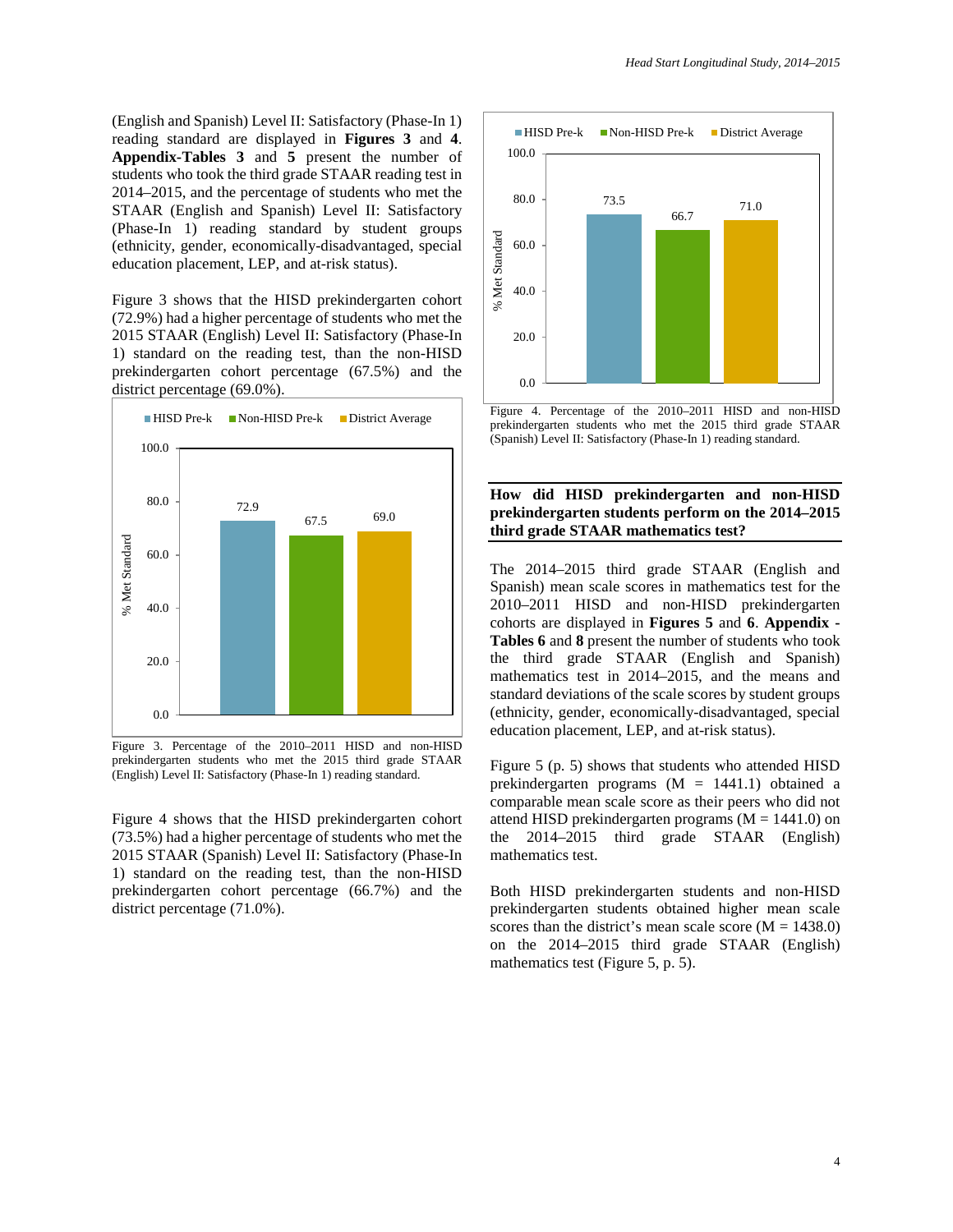(English and Spanish) Level II: Satisfactory (Phase-In 1) reading standard are displayed in **Figures 3** and **4**. **Appendix-Tables 3** and **5** present the number of students who took the third grade STAAR reading test in 2014–2015, and the percentage of students who met the STAAR (English and Spanish) Level II: Satisfactory (Phase-In 1) reading standard by student groups (ethnicity, gender, economically-disadvantaged, special education placement, LEP, and at-risk status).

Figure 3 shows that the HISD prekindergarten cohort (72.9%) had a higher percentage of students who met the 2015 STAAR (English) Level II: Satisfactory (Phase-In 1) standard on the reading test, than the non-HISD prekindergarten cohort percentage (67.5%) and the district percentage (69.0%).

| | HISD Pre-k | Non-HISD Pre-k | District Average |
|---|---|---|---|
| % Met Standard | 72.9 | 67.5 | 69.0 |

Figure 3. Percentage of the 2010–2011 HISD and non-HISD prekindergarten students who met the 2015 third grade STAAR (English) Level II: Satisfactory (Phase-In 1) reading standard.

Figure 4 shows that the HISD prekindergarten cohort (73.5%) had a higher percentage of students who met the 2015 STAAR (Spanish) Level II: Satisfactory (Phase-In 1) standard on the reading test, than the non-HISD prekindergarten cohort percentage (66.7%) and the district percentage (71.0%).

| | HISD Pre-k | Non-HISD Pre-k | District Average |
|---|---|---|---|
| % Met Standard | 73.5 | 66.7 | 71.0 |

Figure 4. Percentage of the 2010–2011 HISD and non-HISD prekindergarten students who met the 2015 third grade STAAR (Spanish) Level II: Satisfactory (Phase-In 1) reading standard.

### How did HISD prekindergarten and non-HISD prekindergarten students perform on the 2014–2015 third grade STAAR mathematics test?

The 2014–2015 third grade STAAR (English and Spanish) mean scale scores in mathematics test for the 2010–2011 HISD and non-HISD prekindergarten cohorts are displayed in **Figures 5** and **6**. **Appendix - Tables 6** and **8** present the number of students who took the third grade STAAR (English and Spanish) mathematics test in 2014–2015, and the means and standard deviations of the scale scores by student groups (ethnicity, gender, economically-disadvantaged, special education placement, LEP, and at-risk status).

Figure 5 (p. 5) shows that students who attended HISD prekindergarten programs (M = 1441.1) obtained a comparable mean scale score as their peers who did not attend HISD prekindergarten programs (M = 1441.0) on the 2014–2015 third grade STAAR (English) mathematics test.

Both HISD prekindergarten students and non-HISD prekindergarten students obtained higher mean scale scores than the district's mean scale score (M = 1438.0) on the 2014–2015 third grade STAAR (English) mathematics test (Figure 5, p. 5).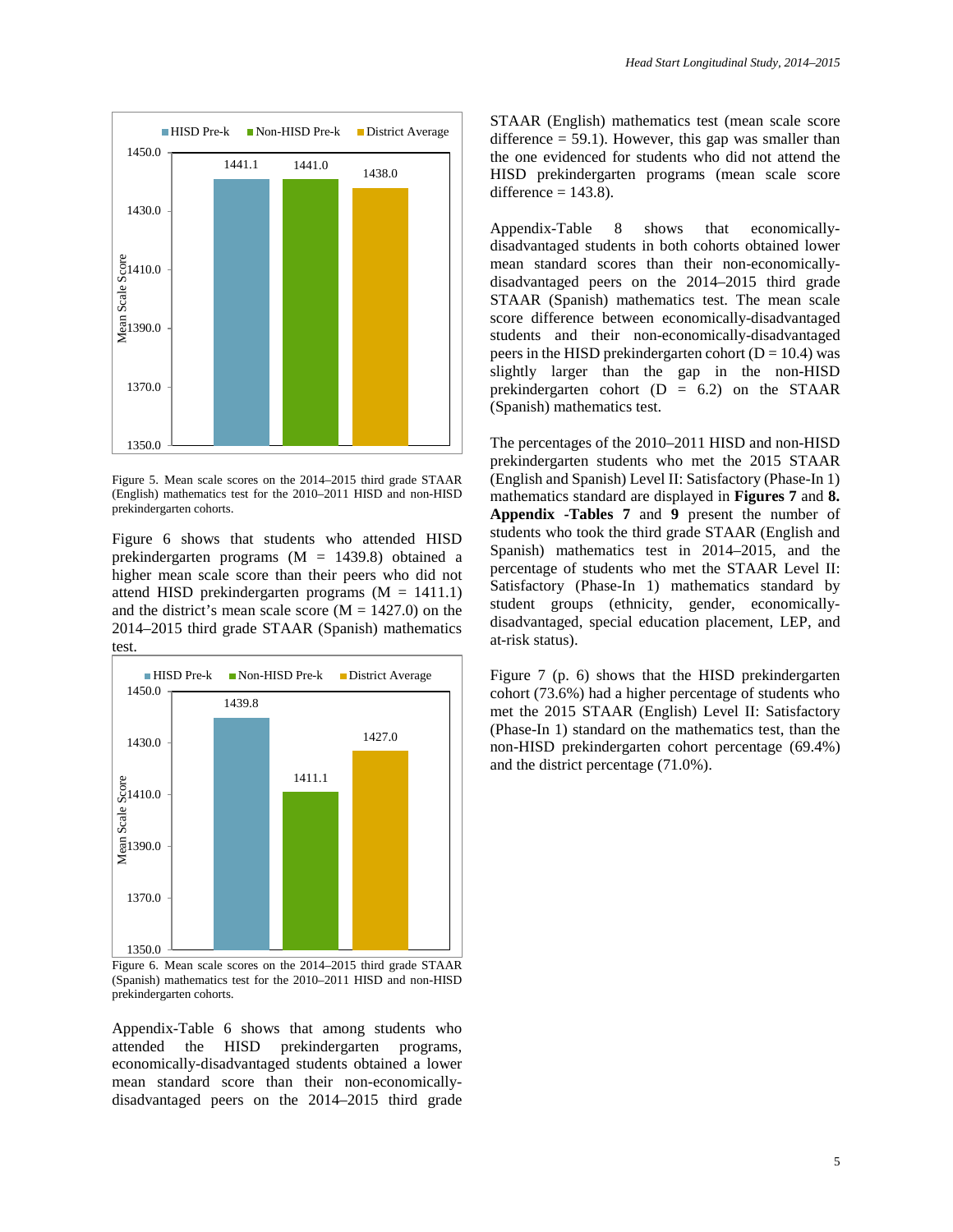Figure 5. Mean scale scores on the 2014–2015 third grade STAAR (English) mathematics test for the 2010–2011 HISD and non-HISD prekindergarten cohorts.

Figure 6 shows that students who attended HISD prekindergarten programs (M = 1439.8) obtained a higher mean scale score than their peers who did not attend HISD prekindergarten programs (M = 1411.1) and the district's mean scale score (M = 1427.0) on the 2014–2015 third grade STAAR (Spanish) mathematics test.

Figure 6. Mean scale scores on the 2014–2015 third grade STAAR (Spanish) mathematics test for the 2010–2011 HISD and non-HISD prekindergarten cohorts.

Appendix-Table 6 shows that among students who attended the HISD prekindergarten programs, economically-disadvantaged students obtained a lower mean standard score than their non-economically-disadvantaged peers on the 2014–2015 third grade STAAR (English) mathematics test (mean scale score difference = 59.1). However, this gap was smaller than the one evidenced for students who did not attend the HISD prekindergarten programs (mean scale score difference = 143.8).

Appendix-Table 8 shows that economically-disadvantaged students in both cohorts obtained lower mean standard scores than their non-economically-disadvantaged peers on the 2014–2015 third grade STAAR (Spanish) mathematics test. The mean scale score difference between economically-disadvantaged students and their non-economically-disadvantaged peers in the HISD prekindergarten cohort (D = 10.4) was slightly larger than the gap in the non-HISD prekindergarten cohort (D = 6.2) on the STAAR (Spanish) mathematics test.

The percentages of the 2010–2011 HISD and non-HISD prekindergarten students who met the 2015 STAAR (English and Spanish) Level II: Satisfactory (Phase-In 1) mathematics standard are displayed in **Figures 7** and **8. Appendix -Tables 7** and **9** present the number of students who took the third grade STAAR (English and Spanish) mathematics test in 2014–2015, and the percentage of students who met the STAAR Level II: Satisfactory (Phase-In 1) mathematics standard by student groups (ethnicity, gender, economically-disadvantaged, special education placement, LEP, and at-risk status).

Figure 7 (p. 6) shows that the HISD prekindergarten cohort (73.6%) had a higher percentage of students who met the 2015 STAAR (English) Level II: Satisfactory (Phase-In 1) standard on the mathematics test, than the non-HISD prekindergarten cohort percentage (69.4%) and the district percentage (71.0%).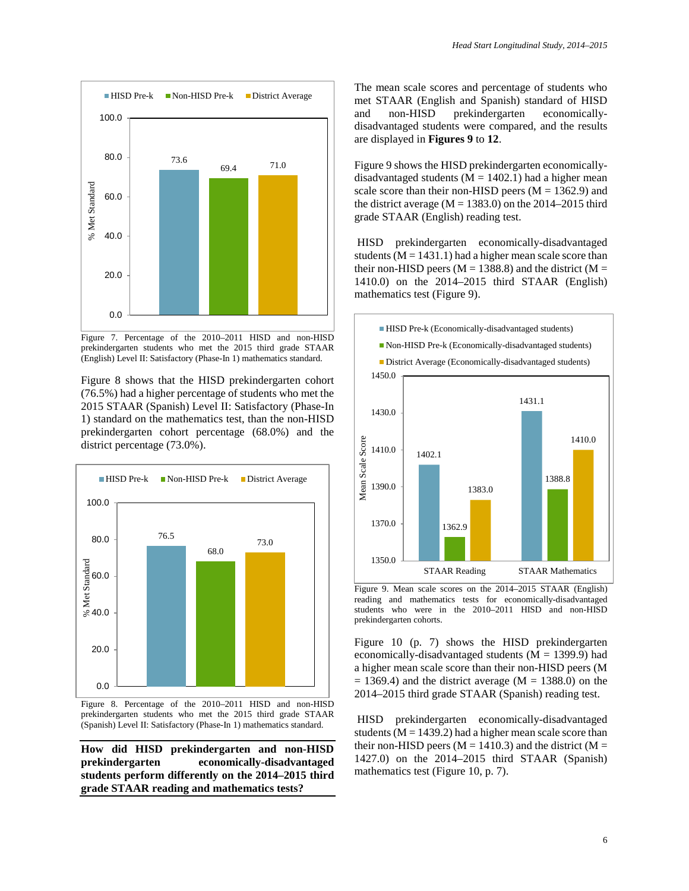Figure 7. Percentage of the 2010–2011 HISD and non-HISD prekindergarten students who met the 2015 third grade STAAR (English) Level II: Satisfactory (Phase-In 1) mathematics standard.

Figure 8 shows that the HISD prekindergarten cohort (76.5%) had a higher percentage of students who met the 2015 STAAR (Spanish) Level II: Satisfactory (Phase-In 1) standard on the mathematics test, than the non-HISD prekindergarten cohort percentage (68.0%) and the district percentage (73.0%).

Figure 8. Percentage of the 2010–2011 HISD and non-HISD prekindergarten students who met the 2015 third grade STAAR (Spanish) Level II: Satisfactory (Phase-In 1) mathematics standard.

## How did HISD prekindergarten and non-HISD prekindergarten economically-disadvantaged students perform differently on the 2014–2015 third grade STAAR reading and mathematics tests?

The mean scale scores and percentage of students who met STAAR (English and Spanish) standard of HISD and non-HISD prekindergarten economically-disadvantaged students were compared, and the results are displayed in **Figures 9** to **12**.

Figure 9 shows the HISD prekindergarten economically-disadvantaged students (M = 1402.1) had a higher mean scale score than their non-HISD peers (M = 1362.9) and the district average (M = 1383.0) on the 2014–2015 third grade STAAR (English) reading test.

HISD prekindergarten economically-disadvantaged students (M = 1431.1) had a higher mean scale score than their non-HISD peers (M = 1388.8) and the district (M = 1410.0) on the 2014–2015 third STAAR (English) mathematics test (Figure 9).

Figure 9. Mean scale scores on the 2014–2015 STAAR (English) reading and mathematics tests for economically-disadvantaged students who were in the 2010–2011 HISD and non-HISD prekindergarten cohorts.

Figure 10 (p. 7) shows the HISD prekindergarten economically-disadvantaged students (M = 1399.9) had a higher mean scale score than their non-HISD peers (M = 1369.4) and the district average (M = 1388.0) on the 2014–2015 third grade STAAR (Spanish) reading test.

HISD prekindergarten economically-disadvantaged students (M = 1439.2) had a higher mean scale score than their non-HISD peers (M = 1410.3) and the district (M = 1427.0) on the 2014–2015 third STAAR (Spanish) mathematics test (Figure 10, p. 7).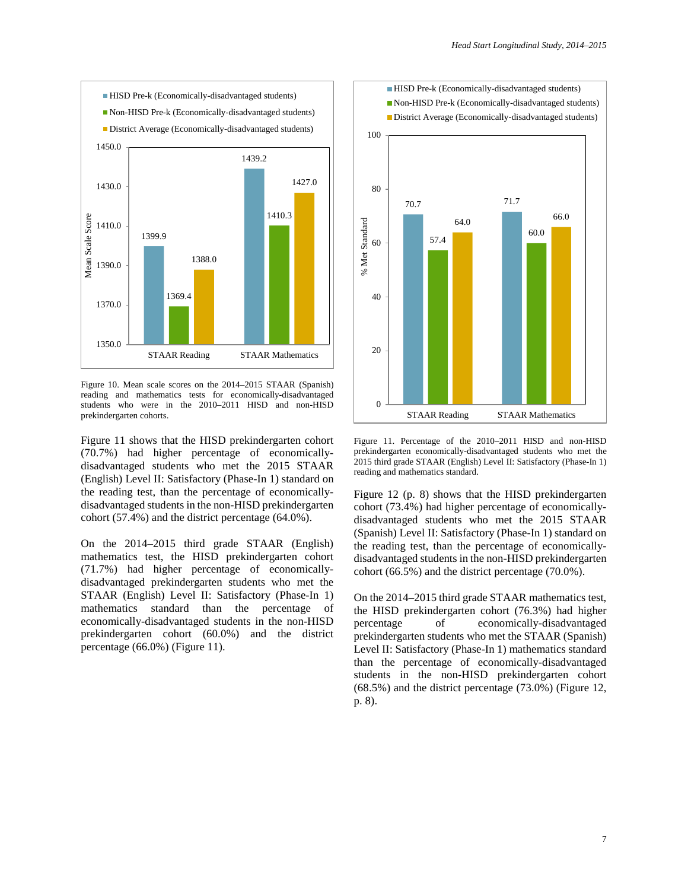Figure 10. Mean scale scores on the 2014–2015 STAAR (Spanish) reading and mathematics tests for economically-disadvantaged students who were in the 2010–2011 HISD and non-HISD prekindergarten cohorts.

Figure 11 shows that the HISD prekindergarten cohort (70.7%) had higher percentage of economically-disadvantaged students who met the 2015 STAAR (English) Level II: Satisfactory (Phase-In 1) standard on the reading test, than the percentage of economically-disadvantaged students in the non-HISD prekindergarten cohort (57.4%) and the district percentage (64.0%).

On the 2014–2015 third grade STAAR (English) mathematics test, the HISD prekindergarten cohort (71.7%) had higher percentage of economically-disadvantaged prekindergarten students who met the STAAR (English) Level II: Satisfactory (Phase-In 1) mathematics standard than the percentage of economically-disadvantaged students in the non-HISD prekindergarten cohort (60.0%) and the district percentage (66.0%) (Figure 11).

Figure 11. Percentage of the 2010–2011 HISD and non-HISD prekindergarten economically-disadvantaged students who met the 2015 third grade STAAR (English) Level II: Satisfactory (Phase-In 1) reading and mathematics standard.

Figure 12 (p. 8) shows that the HISD prekindergarten cohort (73.4%) had higher percentage of economically-disadvantaged students who met the 2015 STAAR (Spanish) Level II: Satisfactory (Phase-In 1) standard on the reading test, than the percentage of economically-disadvantaged students in the non-HISD prekindergarten cohort (66.5%) and the district percentage (70.0%).

On the 2014–2015 third grade STAAR mathematics test, the HISD prekindergarten cohort (76.3%) had higher percentage of economically-disadvantaged prekindergarten students who met the STAAR (Spanish) Level II: Satisfactory (Phase-In 1) mathematics standard than the percentage of economically-disadvantaged students in the non-HISD prekindergarten cohort (68.5%) and the district percentage (73.0%) (Figure 12, p. 8).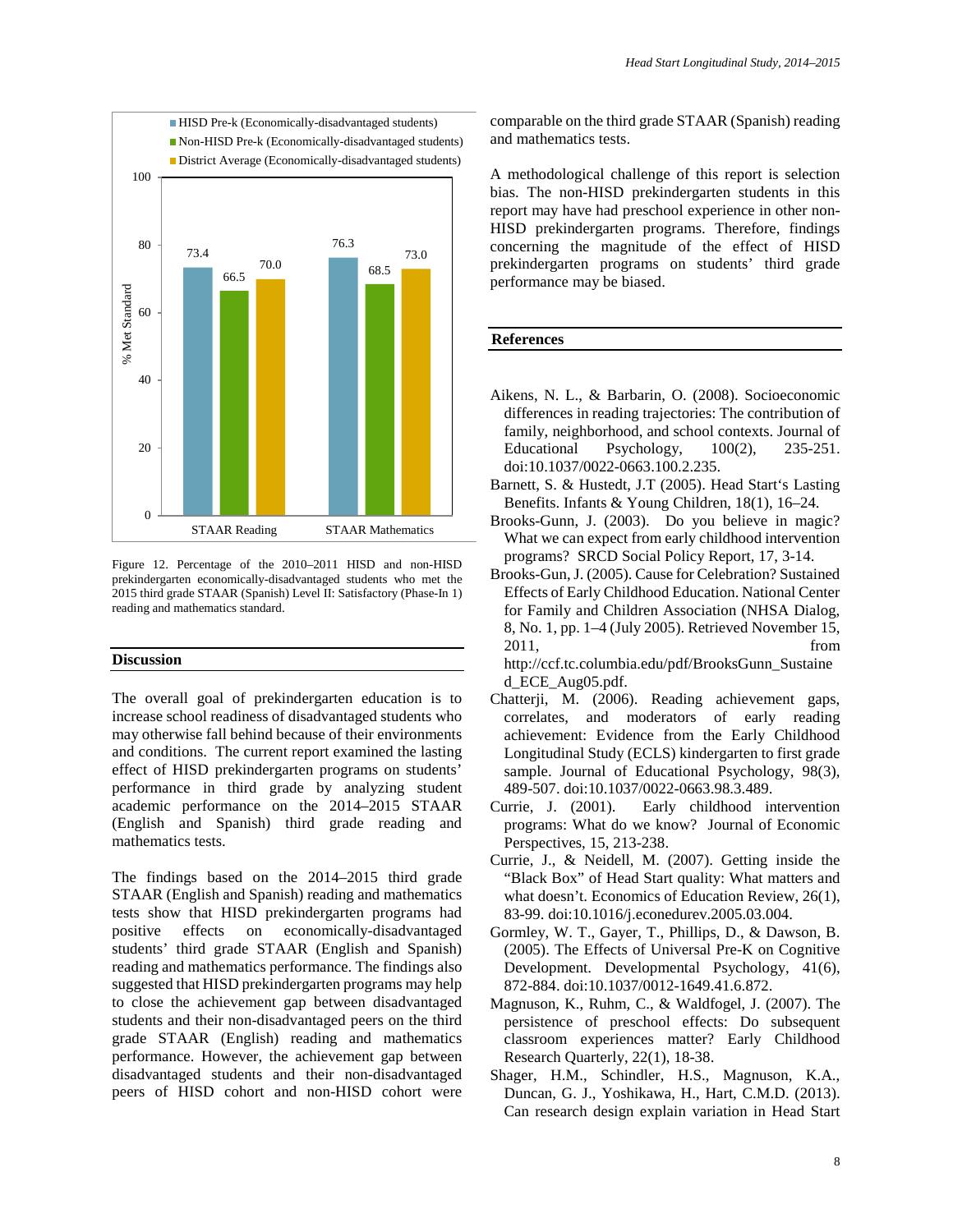| | STAAR Reading | STAAR Mathematics |
|---|---|---|
| HISD Pre-k (Economically-disadvantaged students) | 73.4 | 76.3 |
| Non-HISD Pre-k (Economically-disadvantaged students) | 66.5 | 68.5 |
| District Average (Economically-disadvantaged students) | 70.0 | 73.0 |

Figure 12. Percentage of the 2010–2011 HISD and non-HISD prekindergarten economically-disadvantaged students who met the 2015 third grade STAAR (Spanish) Level II: Satisfactory (Phase-In 1) reading and mathematics standard.

## Discussion

The overall goal of prekindergarten education is to increase school readiness of disadvantaged students who may otherwise fall behind because of their environments and conditions. The current report examined the lasting effect of HISD prekindergarten programs on students' performance in third grade by analyzing student academic performance on the 2014–2015 STAAR (English and Spanish) third grade reading and mathematics tests.

The findings based on the 2014–2015 third grade STAAR (English and Spanish) reading and mathematics tests show that HISD prekindergarten programs had positive effects on economically-disadvantaged students' third grade STAAR (English and Spanish) reading and mathematics performance. The findings also suggested that HISD prekindergarten programs may help to close the achievement gap between disadvantaged students and their non-disadvantaged peers on the third grade STAAR (English) reading and mathematics performance. However, the achievement gap between disadvantaged students and their non-disadvantaged peers of HISD cohort and non-HISD cohort were comparable on the third grade STAAR (Spanish) reading and mathematics tests.

A methodological challenge of this report is selection bias. The non-HISD prekindergarten students in this report may have had preschool experience in other non-HISD prekindergarten programs. Therefore, findings concerning the magnitude of the effect of HISD prekindergarten programs on students' third grade performance may be biased.

## References

Aikens, N. L., & Barbarin, O. (2008). Socioeconomic differences in reading trajectories: The contribution of family, neighborhood, and school contexts. Journal of Educational Psychology, 100(2), 235-251. doi:10.1037/0022-0663.100.2.235.

Barnett, S. & Hustedt, J.T (2005). Head Start's Lasting Benefits. Infants & Young Children, 18(1), 16–24.

Brooks-Gunn, J. (2003). Do you believe in magic? What we can expect from early childhood intervention programs? SRCD Social Policy Report, 17, 3-14.

Brooks-Gun, J. (2005). Cause for Celebration? Sustained Effects of Early Childhood Education. National Center for Family and Children Association (NHSA Dialog, 8, No. 1, pp. 1–4 (July 2005). Retrieved November 15, 2011, from http://ccf.tc.columbia.edu/pdf/BrooksGunn_Sustained_ECE_Aug05.pdf.

Chatterji, M. (2006). Reading achievement gaps, correlates, and moderators of early reading achievement: Evidence from the Early Childhood Longitudinal Study (ECLS) kindergarten to first grade sample. Journal of Educational Psychology, 98(3), 489-507. doi:10.1037/0022-0663.98.3.489.

Currie, J. (2001). Early childhood intervention programs: What do we know? Journal of Economic Perspectives, 15, 213-238.

Currie, J., & Neidell, M. (2007). Getting inside the "Black Box" of Head Start quality: What matters and what doesn't. Economics of Education Review, 26(1), 83-99. doi:10.1016/j.econedurev.2005.03.004.

Gormley, W. T., Gayer, T., Phillips, D., & Dawson, B. (2005). The Effects of Universal Pre-K on Cognitive Development. Developmental Psychology, 41(6), 872-884. doi:10.1037/0012-1649.41.6.872.

Magnuson, K., Ruhm, C., & Waldfogel, J. (2007). The persistence of preschool effects: Do subsequent classroom experiences matter? Early Childhood Research Quarterly, 22(1), 18-38.

Shager, H.M., Schindler, H.S., Magnuson, K.A., Duncan, G. J., Yoshikawa, H., Hart, C.M.D. (2013). Can research design explain variation in Head Start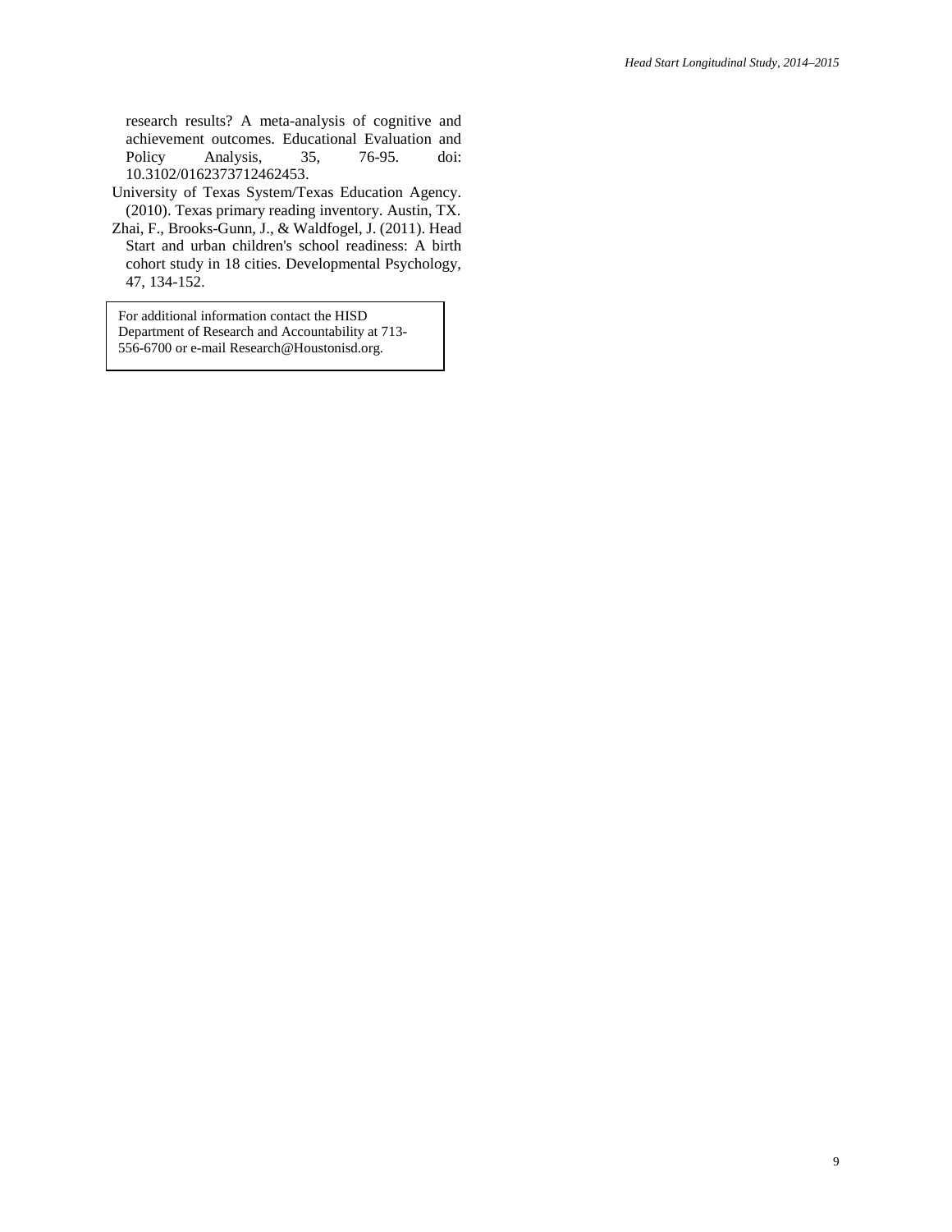research results? A meta-analysis of cognitive and achievement outcomes. Educational Evaluation and Policy Analysis, 35, 76-95. doi: 10.3102/0162373712462453.

University of Texas System/Texas Education Agency. (2010). Texas primary reading inventory. Austin, TX.

Zhai, F., Brooks-Gunn, J., & Waldfogel, J. (2011). Head Start and urban children's school readiness: A birth cohort study in 18 cities. Developmental Psychology, 47, 134-152.

For additional information contact the HISD Department of Research and Accountability at 713-556-6700 or e-mail Research@Houstonisd.org.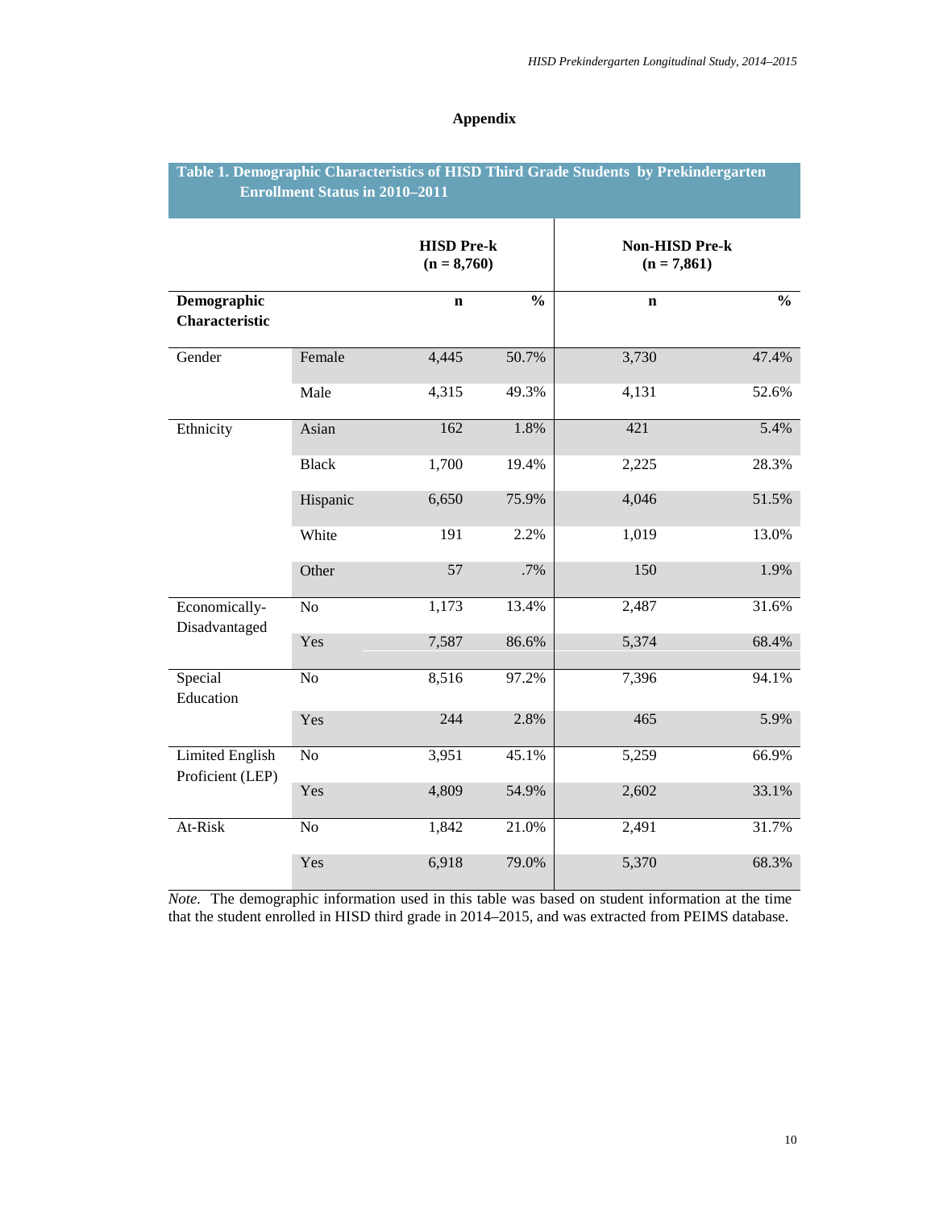## Appendix

**Table 1. Demographic Characteristics of HISD Third Grade Students by Prekindergarten Enrollment Status in 2010–2011**

| | | HISD Pre-k (n = 8,760) | | Non-HISD Pre-k (n = 7,861) | |
|---|---|---|---|---|---|
| **Demographic Characteristic** | | **n** | **%** | **n** | **%** |
| Gender | Female | 4,445 | 50.7% | 3,730 | 47.4% |
| | Male | 4,315 | 49.3% | 4,131 | 52.6% |
| Ethnicity | Asian | 162 | 1.8% | 421 | 5.4% |
| | Black | 1,700 | 19.4% | 2,225 | 28.3% |
| | Hispanic | 6,650 | 75.9% | 4,046 | 51.5% |
| | White | 191 | 2.2% | 1,019 | 13.0% |
| | Other | 57 | .7% | 150 | 1.9% |
| Economically-Disadvantaged | No | 1,173 | 13.4% | 2,487 | 31.6% |
| | Yes | 7,587 | 86.6% | 5,374 | 68.4% |
| Special Education | No | 8,516 | 97.2% | 7,396 | 94.1% |
| | Yes | 244 | 2.8% | 465 | 5.9% |
| Limited English Proficient (LEP) | No | 3,951 | 45.1% | 5,259 | 66.9% |
| | Yes | 4,809 | 54.9% | 2,602 | 33.1% |
| At-Risk | No | 1,842 | 21.0% | 2,491 | 31.7% |
| | Yes | 6,918 | 79.0% | 5,370 | 68.3% |

*Note.* The demographic information used in this table was based on student information at the time that the student enrolled in HISD third grade in 2014–2015, and was extracted from PEIMS database.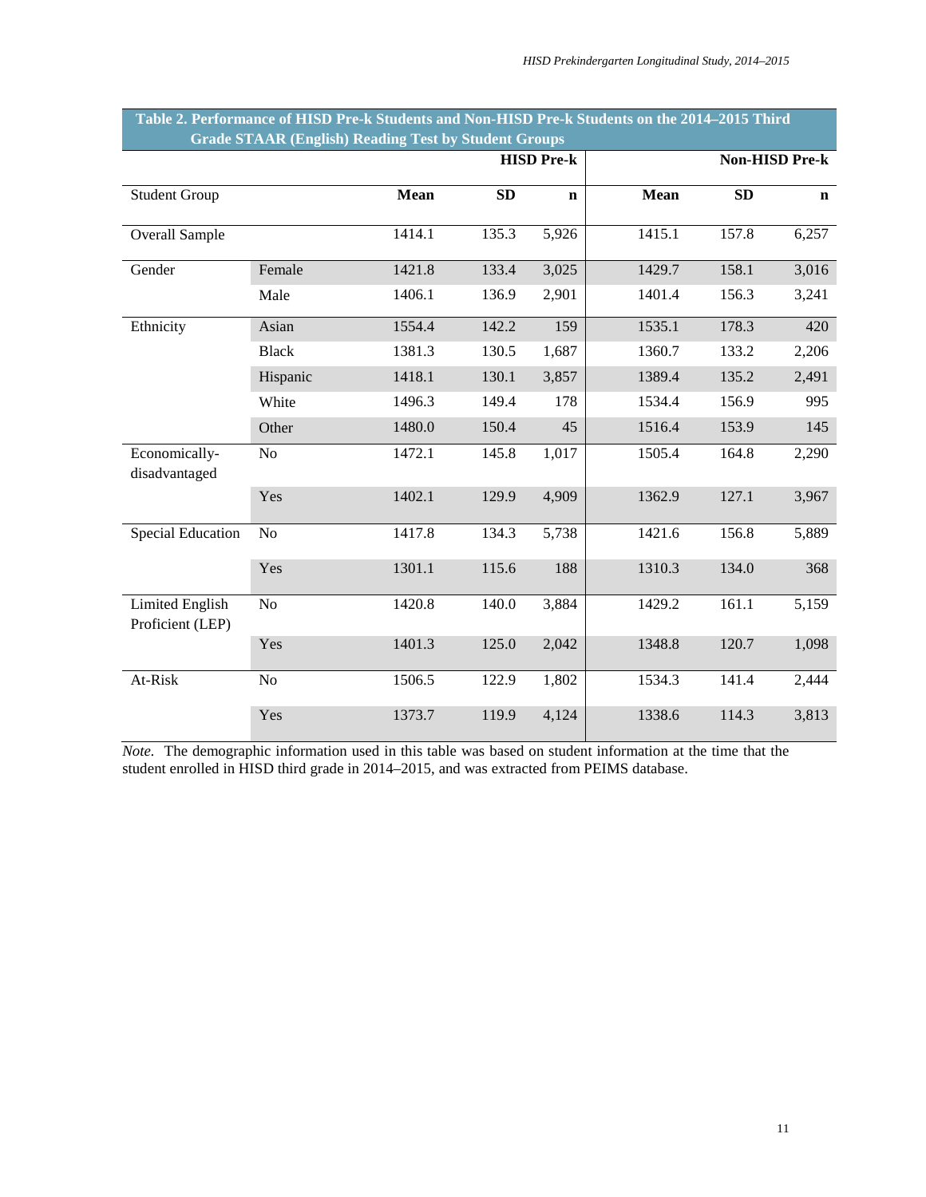**Table 2. Performance of HISD Pre-k Students and Non-HISD Pre-k Students on the 2014–2015 Third Grade STAAR (English) Reading Test by Student Groups**

| | | HISD Pre-k | | | Non-HISD Pre-k | | |
|---|---|---|---|---|---|---|---|
| Student Group | | Mean | SD | n | Mean | SD | n |
| Overall Sample | | 1414.1 | 135.3 | 5,926 | 1415.1 | 157.8 | 6,257 |
| Gender | Female | 1421.8 | 133.4 | 3,025 | 1429.7 | 158.1 | 3,016 |
| | Male | 1406.1 | 136.9 | 2,901 | 1401.4 | 156.3 | 3,241 |
| Ethnicity | Asian | 1554.4 | 142.2 | 159 | 1535.1 | 178.3 | 420 |
| | Black | 1381.3 | 130.5 | 1,687 | 1360.7 | 133.2 | 2,206 |
| | Hispanic | 1418.1 | 130.1 | 3,857 | 1389.4 | 135.2 | 2,491 |
| | White | 1496.3 | 149.4 | 178 | 1534.4 | 156.9 | 995 |
| | Other | 1480.0 | 150.4 | 45 | 1516.4 | 153.9 | 145 |
| Economically-disadvantaged | No | 1472.1 | 145.8 | 1,017 | 1505.4 | 164.8 | 2,290 |
| | Yes | 1402.1 | 129.9 | 4,909 | 1362.9 | 127.1 | 3,967 |
| Special Education | No | 1417.8 | 134.3 | 5,738 | 1421.6 | 156.8 | 5,889 |
| | Yes | 1301.1 | 115.6 | 188 | 1310.3 | 134.0 | 368 |
| Limited English Proficient (LEP) | No | 1420.8 | 140.0 | 3,884 | 1429.2 | 161.1 | 5,159 |
| | Yes | 1401.3 | 125.0 | 2,042 | 1348.8 | 120.7 | 1,098 |
| At-Risk | No | 1506.5 | 122.9 | 1,802 | 1534.3 | 141.4 | 2,444 |
| | Yes | 1373.7 | 119.9 | 4,124 | 1338.6 | 114.3 | 3,813 |

*Note.* The demographic information used in this table was based on student information at the time that the student enrolled in HISD third grade in 2014–2015, and was extracted from PEIMS database.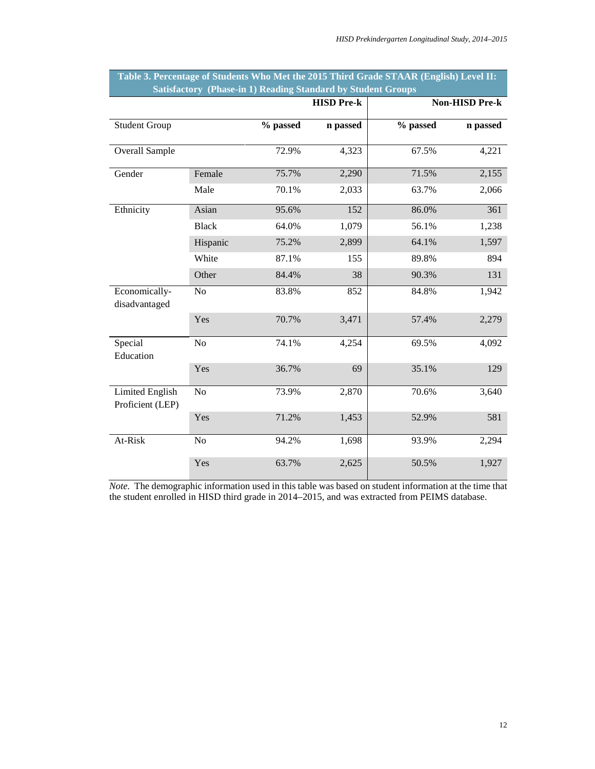**Table 3. Percentage of Students Who Met the 2015 Third Grade STAAR (English) Level II: Satisfactory (Phase-in 1) Reading Standard by Student Groups**

| | | HISD Pre-k | | Non-HISD Pre-k | |
|---|---|---|---|---|---|
| Student Group | | % passed | n passed | % passed | n passed |
| Overall Sample | | 72.9% | 4,323 | 67.5% | 4,221 |
| Gender | Female | 75.7% | 2,290 | 71.5% | 2,155 |
| | Male | 70.1% | 2,033 | 63.7% | 2,066 |
| Ethnicity | Asian | 95.6% | 152 | 86.0% | 361 |
| | Black | 64.0% | 1,079 | 56.1% | 1,238 |
| | Hispanic | 75.2% | 2,899 | 64.1% | 1,597 |
| | White | 87.1% | 155 | 89.8% | 894 |
| | Other | 84.4% | 38 | 90.3% | 131 |
| Economically-disadvantaged | No | 83.8% | 852 | 84.8% | 1,942 |
| | Yes | 70.7% | 3,471 | 57.4% | 2,279 |
| Special Education | No | 74.1% | 4,254 | 69.5% | 4,092 |
| | Yes | 36.7% | 69 | 35.1% | 129 |
| Limited English Proficient (LEP) | No | 73.9% | 2,870 | 70.6% | 3,640 |
| | Yes | 71.2% | 1,453 | 52.9% | 581 |
| At-Risk | No | 94.2% | 1,698 | 93.9% | 2,294 |
| | Yes | 63.7% | 2,625 | 50.5% | 1,927 |

*Note.* The demographic information used in this table was based on student information at the time that the student enrolled in HISD third grade in 2014–2015, and was extracted from PEIMS database.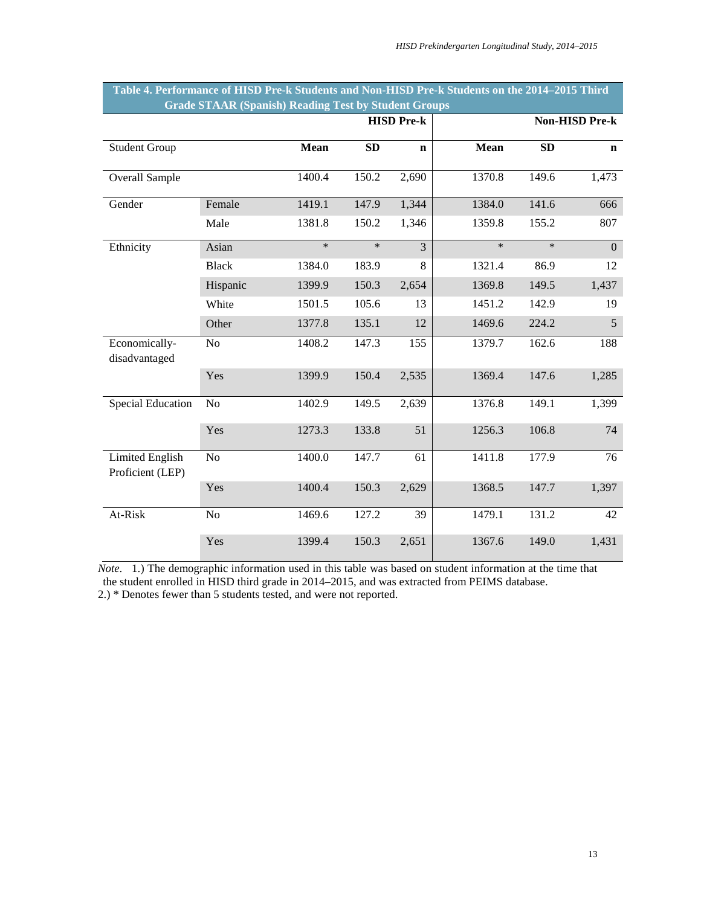**Table 4. Performance of HISD Pre-k Students and Non-HISD Pre-k Students on the 2014–2015 Third Grade STAAR (Spanish) Reading Test by Student Groups**

| | | HISD Pre-k | | | Non-HISD Pre-k | | |
|---|---|---|---|---|---|---|---|
| Student Group | | Mean | SD | n | Mean | SD | n |
| Overall Sample | | 1400.4 | 150.2 | 2,690 | 1370.8 | 149.6 | 1,473 |
| Gender | Female | 1419.1 | 147.9 | 1,344 | 1384.0 | 141.6 | 666 |
| | Male | 1381.8 | 150.2 | 1,346 | 1359.8 | 155.2 | 807 |
| Ethnicity | Asian | * | * | 3 | * | * | 0 |
| | Black | 1384.0 | 183.9 | 8 | 1321.4 | 86.9 | 12 |
| | Hispanic | 1399.9 | 150.3 | 2,654 | 1369.8 | 149.5 | 1,437 |
| | White | 1501.5 | 105.6 | 13 | 1451.2 | 142.9 | 19 |
| | Other | 1377.8 | 135.1 | 12 | 1469.6 | 224.2 | 5 |
| Economically-disadvantaged | No | 1408.2 | 147.3 | 155 | 1379.7 | 162.6 | 188 |
| | Yes | 1399.9 | 150.4 | 2,535 | 1369.4 | 147.6 | 1,285 |
| Special Education | No | 1402.9 | 149.5 | 2,639 | 1376.8 | 149.1 | 1,399 |
| | Yes | 1273.3 | 133.8 | 51 | 1256.3 | 106.8 | 74 |
| Limited English Proficient (LEP) | No | 1400.0 | 147.7 | 61 | 1411.8 | 177.9 | 76 |
| | Yes | 1400.4 | 150.3 | 2,629 | 1368.5 | 147.7 | 1,397 |
| At-Risk | No | 1469.6 | 127.2 | 39 | 1479.1 | 131.2 | 42 |
| | Yes | 1399.4 | 150.3 | 2,651 | 1367.6 | 149.0 | 1,431 |

*Note*. 1.) The demographic information used in this table was based on student information at the time that the student enrolled in HISD third grade in 2014–2015, and was extracted from PEIMS database.
2.) * Denotes fewer than 5 students tested, and were not reported.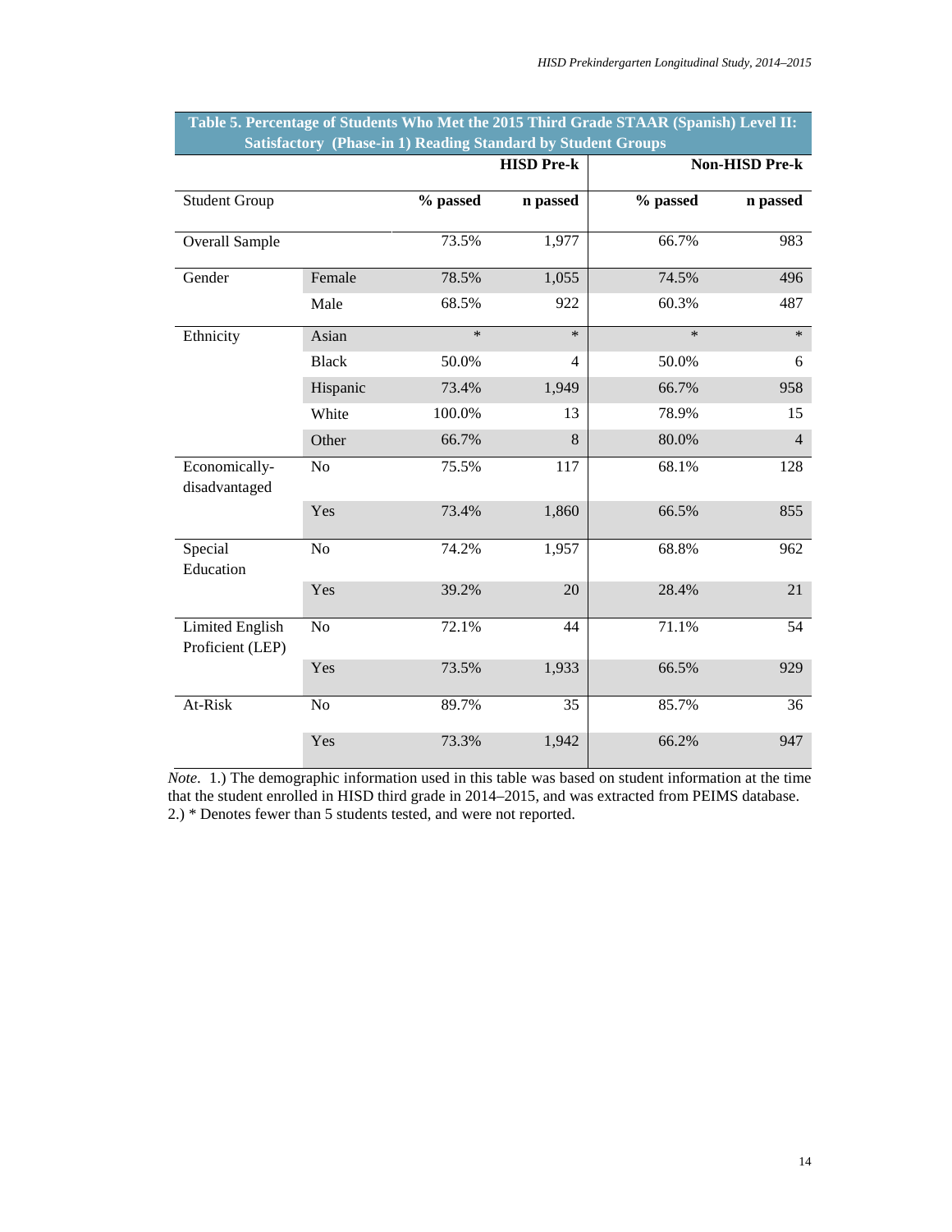**Table 5. Percentage of Students Who Met the 2015 Third Grade STAAR (Spanish) Level II: Satisfactory (Phase-in 1) Reading Standard by Student Groups**

| | | HISD Pre-k | | Non-HISD Pre-k | |
|---|---|---|---|---|---|
| Student Group | | % passed | n passed | % passed | n passed |
| Overall Sample | | 73.5% | 1,977 | 66.7% | 983 |
| Gender | Female | 78.5% | 1,055 | 74.5% | 496 |
| | Male | 68.5% | 922 | 60.3% | 487 |
| Ethnicity | Asian | * | * | * | * |
| | Black | 50.0% | 4 | 50.0% | 6 |
| | Hispanic | 73.4% | 1,949 | 66.7% | 958 |
| | White | 100.0% | 13 | 78.9% | 15 |
| | Other | 66.7% | 8 | 80.0% | 4 |
| Economically-disadvantaged | No | 75.5% | 117 | 68.1% | 128 |
| | Yes | 73.4% | 1,860 | 66.5% | 855 |
| Special Education | No | 74.2% | 1,957 | 68.8% | 962 |
| | Yes | 39.2% | 20 | 28.4% | 21 |
| Limited English Proficient (LEP) | No | 72.1% | 44 | 71.1% | 54 |
| | Yes | 73.5% | 1,933 | 66.5% | 929 |
| At-Risk | No | 89.7% | 35 | 85.7% | 36 |
| | Yes | 73.3% | 1,942 | 66.2% | 947 |

*Note*. 1.) The demographic information used in this table was based on student information at the time that the student enrolled in HISD third grade in 2014–2015, and was extracted from PEIMS database. 2.) * Denotes fewer than 5 students tested, and were not reported.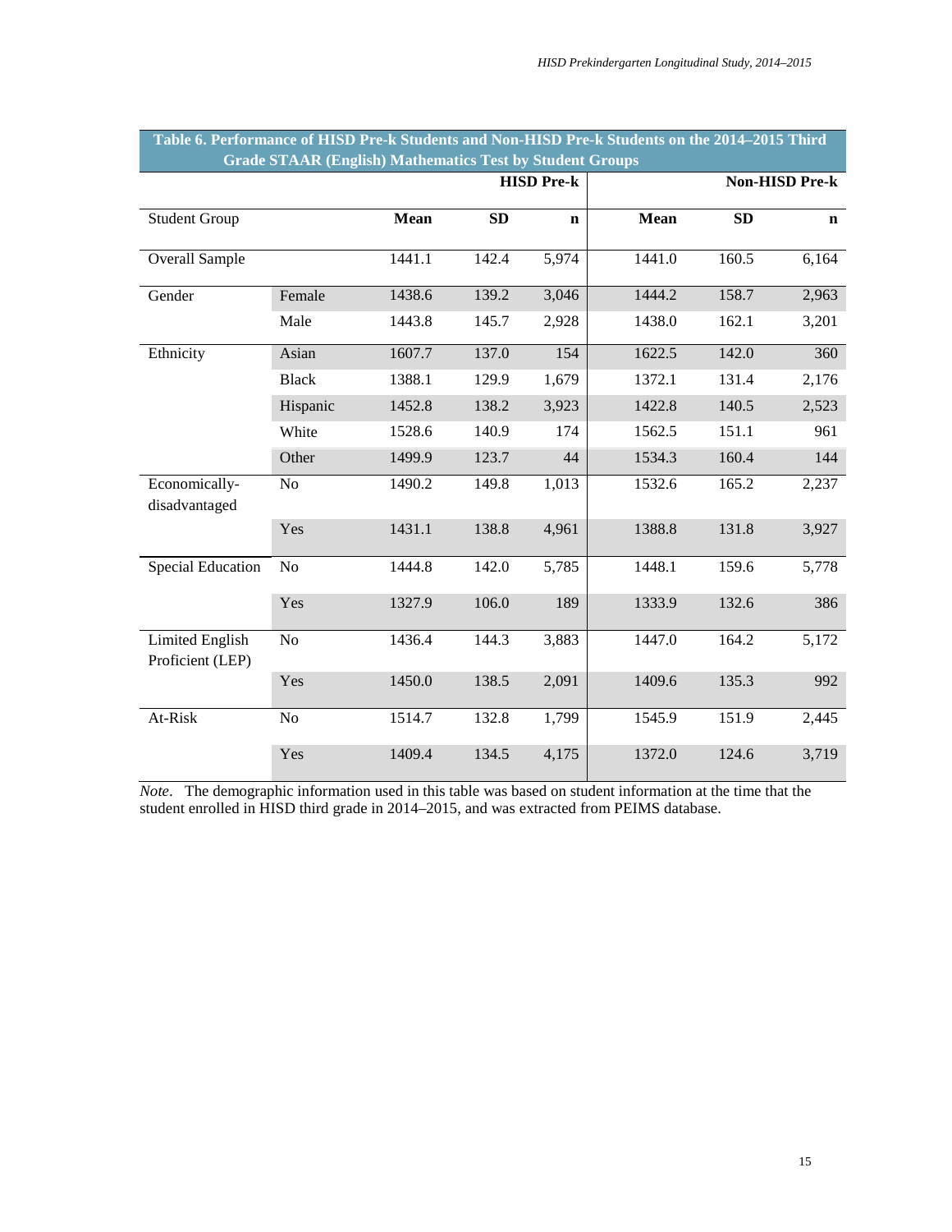**Table 6. Performance of HISD Pre-k Students and Non-HISD Pre-k Students on the 2014–2015 Third Grade STAAR (English) Mathematics Test by Student Groups**

| | | HISD Pre-k | | | Non-HISD Pre-k | | |
|---|---|---|---|---|---|---|---|
| **Student Group** | | **Mean** | **SD** | **n** | **Mean** | **SD** | **n** |
| Overall Sample | | 1441.1 | 142.4 | 5,974 | 1441.0 | 160.5 | 6,164 |
| Gender | Female | 1438.6 | 139.2 | 3,046 | 1444.2 | 158.7 | 2,963 |
| | Male | 1443.8 | 145.7 | 2,928 | 1438.0 | 162.1 | 3,201 |
| Ethnicity | Asian | 1607.7 | 137.0 | 154 | 1622.5 | 142.0 | 360 |
| | Black | 1388.1 | 129.9 | 1,679 | 1372.1 | 131.4 | 2,176 |
| | Hispanic | 1452.8 | 138.2 | 3,923 | 1422.8 | 140.5 | 2,523 |
| | White | 1528.6 | 140.9 | 174 | 1562.5 | 151.1 | 961 |
| | Other | 1499.9 | 123.7 | 44 | 1534.3 | 160.4 | 144 |
| Economically-disadvantaged | No | 1490.2 | 149.8 | 1,013 | 1532.6 | 165.2 | 2,237 |
| | Yes | 1431.1 | 138.8 | 4,961 | 1388.8 | 131.8 | 3,927 |
| Special Education | No | 1444.8 | 142.0 | 5,785 | 1448.1 | 159.6 | 5,778 |
| | Yes | 1327.9 | 106.0 | 189 | 1333.9 | 132.6 | 386 |
| Limited English Proficient (LEP) | No | 1436.4 | 144.3 | 3,883 | 1447.0 | 164.2 | 5,172 |
| | Yes | 1450.0 | 138.5 | 2,091 | 1409.6 | 135.3 | 992 |
| At-Risk | No | 1514.7 | 132.8 | 1,799 | 1545.9 | 151.9 | 2,445 |
| | Yes | 1409.4 | 134.5 | 4,175 | 1372.0 | 124.6 | 3,719 |

*Note*. The demographic information used in this table was based on student information at the time that the student enrolled in HISD third grade in 2014–2015, and was extracted from PEIMS database.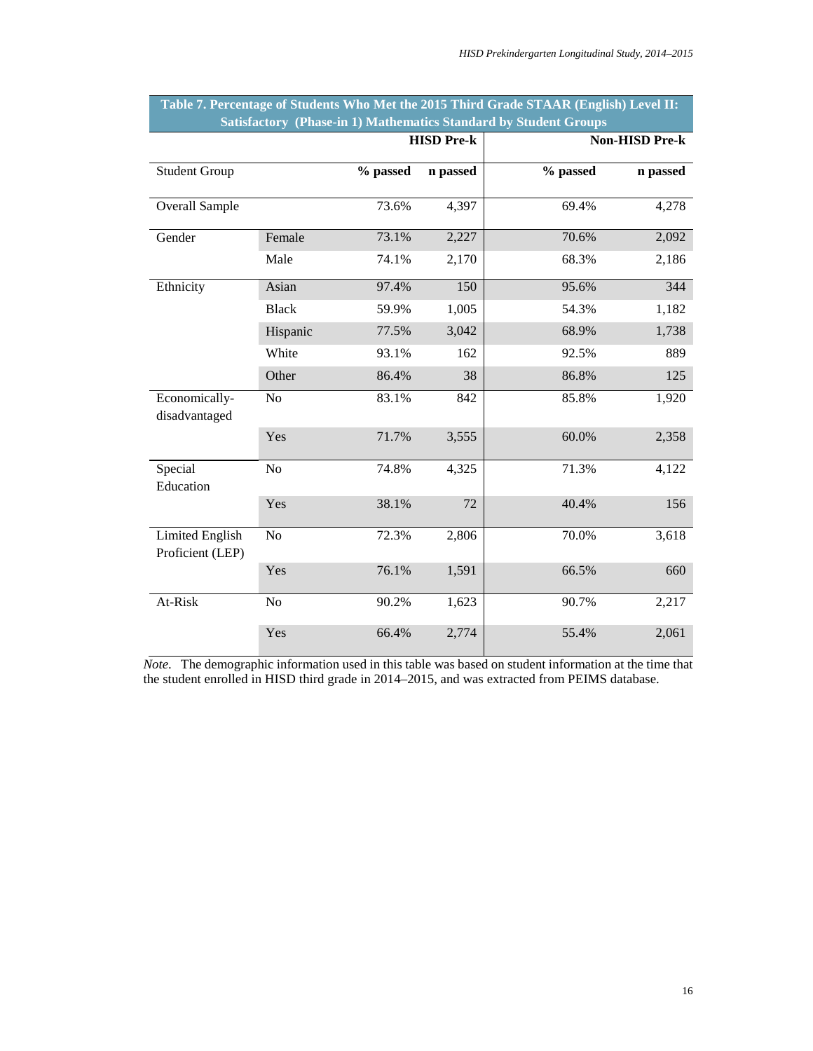**Table 7. Percentage of Students Who Met the 2015 Third Grade STAAR (English) Level II: Satisfactory (Phase-in 1) Mathematics Standard by Student Groups**

| | | HISD Pre-k | | Non-HISD Pre-k | |
|---|---|---|---|---|---|
| Student Group | | % passed | n passed | % passed | n passed |
| Overall Sample | | 73.6% | 4,397 | 69.4% | 4,278 |
| Gender | Female | 73.1% | 2,227 | 70.6% | 2,092 |
| | Male | 74.1% | 2,170 | 68.3% | 2,186 |
| Ethnicity | Asian | 97.4% | 150 | 95.6% | 344 |
| | Black | 59.9% | 1,005 | 54.3% | 1,182 |
| | Hispanic | 77.5% | 3,042 | 68.9% | 1,738 |
| | White | 93.1% | 162 | 92.5% | 889 |
| | Other | 86.4% | 38 | 86.8% | 125 |
| Economically-disadvantaged | No | 83.1% | 842 | 85.8% | 1,920 |
| | Yes | 71.7% | 3,555 | 60.0% | 2,358 |
| Special Education | No | 74.8% | 4,325 | 71.3% | 4,122 |
| | Yes | 38.1% | 72 | 40.4% | 156 |
| Limited English Proficient (LEP) | No | 72.3% | 2,806 | 70.0% | 3,618 |
| | Yes | 76.1% | 1,591 | 66.5% | 660 |
| At-Risk | No | 90.2% | 1,623 | 90.7% | 2,217 |
| | Yes | 66.4% | 2,774 | 55.4% | 2,061 |

*Note*. The demographic information used in this table was based on student information at the time that the student enrolled in HISD third grade in 2014–2015, and was extracted from PEIMS database.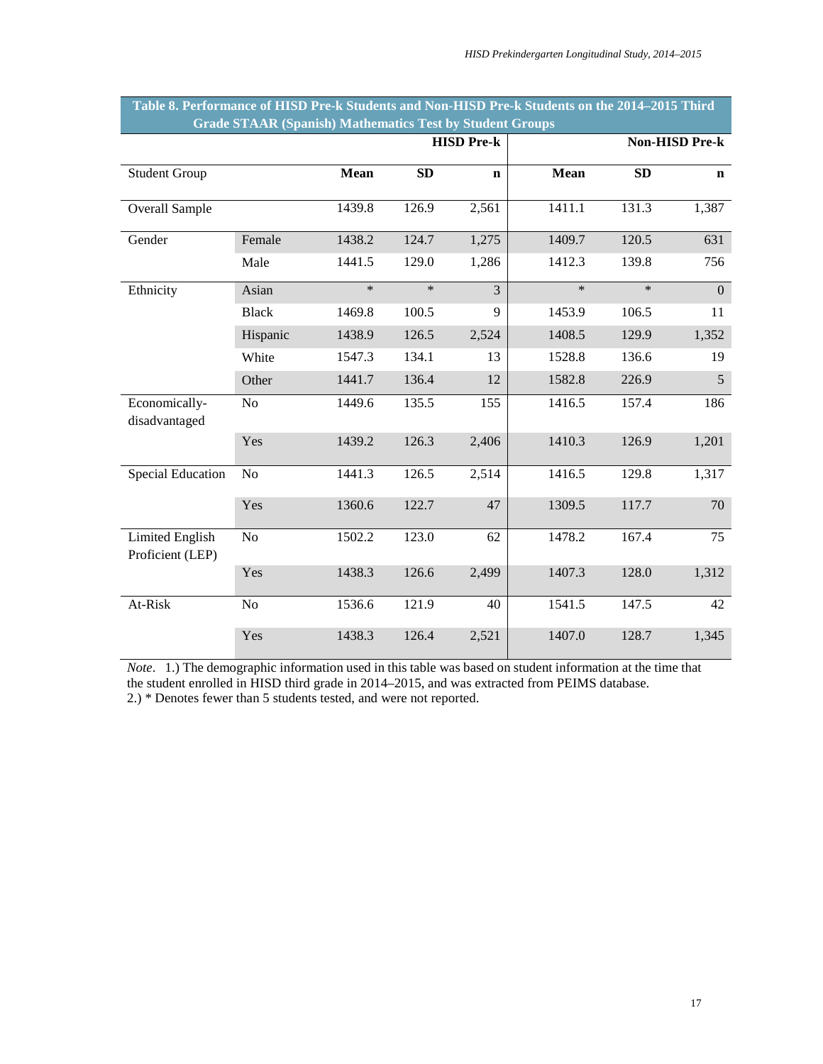**Table 8. Performance of HISD Pre-k Students and Non-HISD Pre-k Students on the 2014–2015 Third Grade STAAR (Spanish) Mathematics Test by Student Groups**

| | | HISD Pre-k | | | Non-HISD Pre-k | | |
|---|---|---|---|---|---|---|---|
| **Student Group** | | **Mean** | **SD** | **n** | **Mean** | **SD** | **n** |
| Overall Sample | | 1439.8 | 126.9 | 2,561 | 1411.1 | 131.3 | 1,387 |
| Gender | Female | 1438.2 | 124.7 | 1,275 | 1409.7 | 120.5 | 631 |
| | Male | 1441.5 | 129.0 | 1,286 | 1412.3 | 139.8 | 756 |
| Ethnicity | Asian | * | * | 3 | * | * | 0 |
| | Black | 1469.8 | 100.5 | 9 | 1453.9 | 106.5 | 11 |
| | Hispanic | 1438.9 | 126.5 | 2,524 | 1408.5 | 129.9 | 1,352 |
| | White | 1547.3 | 134.1 | 13 | 1528.8 | 136.6 | 19 |
| | Other | 1441.7 | 136.4 | 12 | 1582.8 | 226.9 | 5 |
| Economically-disadvantaged | No | 1449.6 | 135.5 | 155 | 1416.5 | 157.4 | 186 |
| | Yes | 1439.2 | 126.3 | 2,406 | 1410.3 | 126.9 | 1,201 |
| Special Education | No | 1441.3 | 126.5 | 2,514 | 1416.5 | 129.8 | 1,317 |
| | Yes | 1360.6 | 122.7 | 47 | 1309.5 | 117.7 | 70 |
| Limited English Proficient (LEP) | No | 1502.2 | 123.0 | 62 | 1478.2 | 167.4 | 75 |
| | Yes | 1438.3 | 126.6 | 2,499 | 1407.3 | 128.0 | 1,312 |
| At-Risk | No | 1536.6 | 121.9 | 40 | 1541.5 | 147.5 | 42 |
| | Yes | 1438.3 | 126.4 | 2,521 | 1407.0 | 128.7 | 1,345 |

*Note*. 1.) The demographic information used in this table was based on student information at the time that the student enrolled in HISD third grade in 2014–2015, and was extracted from PEIMS database.
2.) * Denotes fewer than 5 students tested, and were not reported.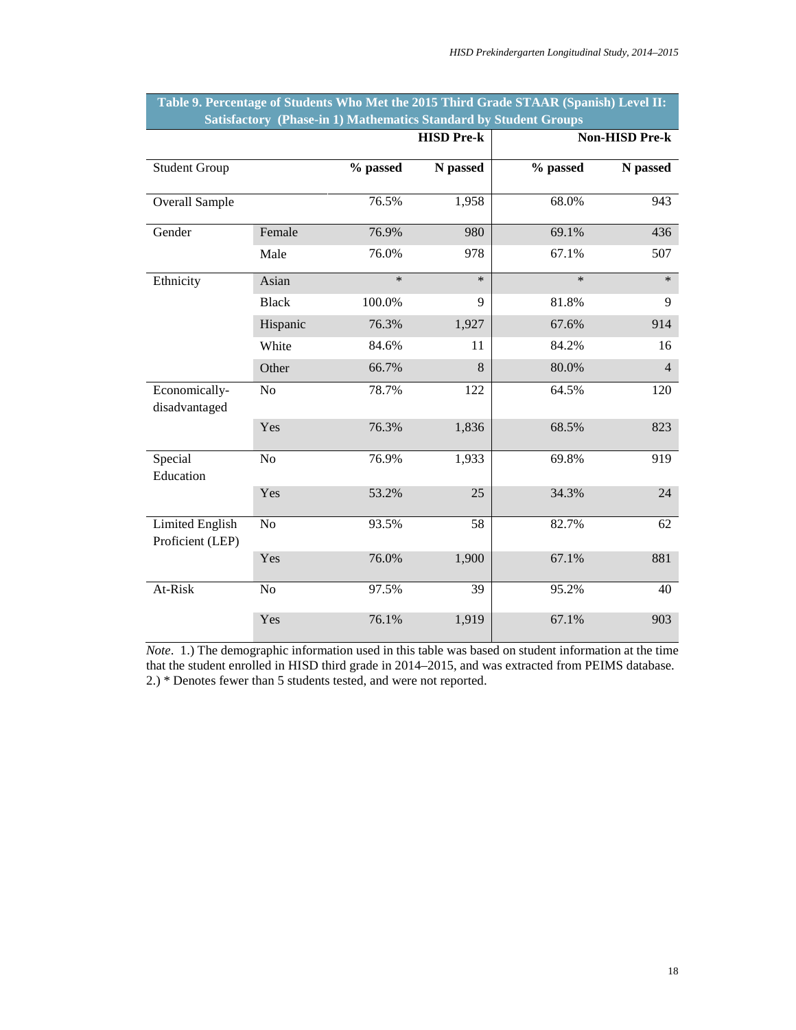**Table 9. Percentage of Students Who Met the 2015 Third Grade STAAR (Spanish) Level II: Satisfactory (Phase-in 1) Mathematics Standard by Student Groups**

| | | HISD Pre-k | | Non-HISD Pre-k | |
|---|---|---|---|---|---|
| Student Group | | % passed | N passed | % passed | N passed |
| Overall Sample | | 76.5% | 1,958 | 68.0% | 943 |
| Gender | Female | 76.9% | 980 | 69.1% | 436 |
| | Male | 76.0% | 978 | 67.1% | 507 |
| Ethnicity | Asian | * | * | * | * |
| | Black | 100.0% | 9 | 81.8% | 9 |
| | Hispanic | 76.3% | 1,927 | 67.6% | 914 |
| | White | 84.6% | 11 | 84.2% | 16 |
| | Other | 66.7% | 8 | 80.0% | 4 |
| Economically-disadvantaged | No | 78.7% | 122 | 64.5% | 120 |
| | Yes | 76.3% | 1,836 | 68.5% | 823 |
| Special Education | No | 76.9% | 1,933 | 69.8% | 919 |
| | Yes | 53.2% | 25 | 34.3% | 24 |
| Limited English Proficient (LEP) | No | 93.5% | 58 | 82.7% | 62 |
| | Yes | 76.0% | 1,900 | 67.1% | 881 |
| At-Risk | No | 97.5% | 39 | 95.2% | 40 |
| | Yes | 76.1% | 1,919 | 67.1% | 903 |

*Note*. 1.) The demographic information used in this table was based on student information at the time that the student enrolled in HISD third grade in 2014–2015, and was extracted from PEIMS database. 2.) * Denotes fewer than 5 students tested, and were not reported.